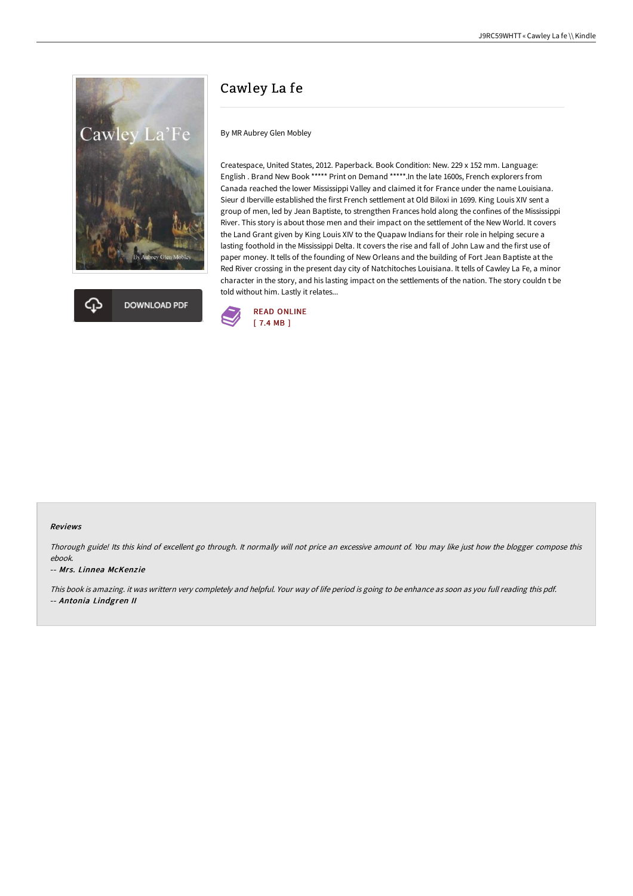# Cawley La fe

By MR Aubrey Glen Mobley

Createspace, United States, 2012. Paperback. Book Condition: New. 229 x 152 mm. Language: English . Brand New Book ***** Print on Demand *****.In the late 1600s, French explorers from Canada reached the lower Mississippi Valley and claimed it for France under the name Louisiana. Sieur d Iberville established the first French settlement at Old Biloxi in 1699. King Louis XIV sent a group of men, led by Jean Baptiste, to strengthen Frances hold along the confines of the Mississippi River. This story is about those men and their impact on the settlement of the New World. It covers the Land Grant given by King Louis XIV to the Quapaw Indians for their role in helping secure a lasting foothold in the Mississippi Delta. It covers the rise and fall of John Law and the first use of paper money. It tells of the founding of New Orleans and the building of Fort Jean Baptiste at the Red River crossing in the present day city of Natchitoches Louisiana. It tells of Cawley La Fe, a minor character in the story, and his lasting impact on the settlements of the nation. The story couldn t be told without him. Lastly it relates...

DOWNLOAD PDF

READ ONLINE
[ 7.4 MB ]

#### Reviews

*Thorough guide! Its this kind of excellent go through. It normally will not price an excessive amount of. You may like just how the blogger compose this ebook.*

-- ***Mrs. Linnea McKenzie***

*This book is amazing. it was writtern very completely and helpful. Your way of life period is going to be enhance as soon as you full reading this pdf.*

-- ***Antonia Lindgren II***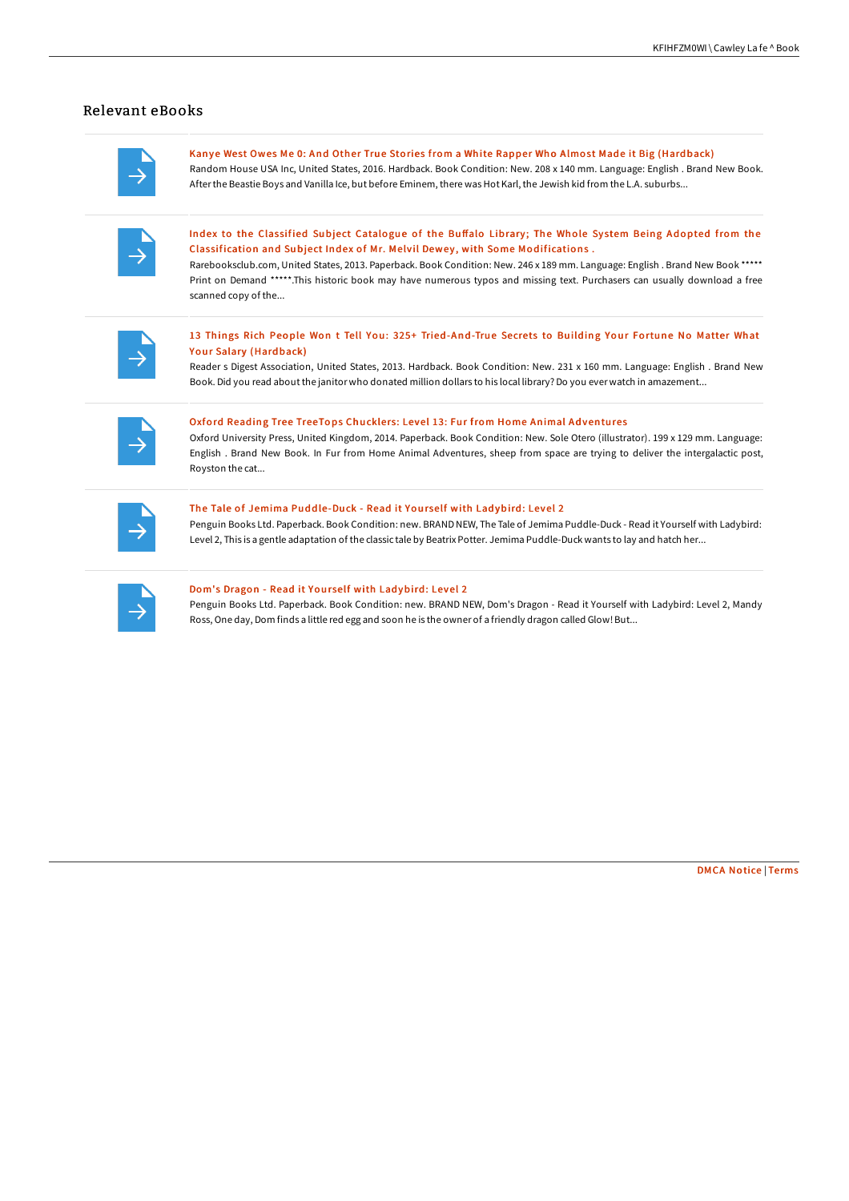## Relevant eBooks

**Kanye West Owes Me 0: And Other True Stories from a White Rapper Who Almost Made it Big (Hardback)**

Random House USA Inc, United States, 2016. Hardback. Book Condition: New. 208 x 140 mm. Language: English . Brand New Book. After the Beastie Boys and Vanilla Ice, but before Eminem, there was Hot Karl, the Jewish kid from the L.A. suburbs...

**Index to the Classified Subject Catalogue of the Buffalo Library; The Whole System Being Adopted from the Classification and Subject Index of Mr. Melvil Dewey, with Some Modifications .**

Rarebooksclub.com, United States, 2013. Paperback. Book Condition: New. 246 x 189 mm. Language: English . Brand New Book ***** Print on Demand *****.This historic book may have numerous typos and missing text. Purchasers can usually download a free scanned copy of the...

**13 Things Rich People Won t Tell You: 325+ Tried-And-True Secrets to Building Your Fortune No Matter What Your Salary (Hardback)**

Reader s Digest Association, United States, 2013. Hardback. Book Condition: New. 231 x 160 mm. Language: English . Brand New Book. Did you read about the janitor who donated million dollars to his local library? Do you ever watch in amazement...

**Oxford Reading Tree TreeTops Chucklers: Level 13: Fur from Home Animal Adventures**

Oxford University Press, United Kingdom, 2014. Paperback. Book Condition: New. Sole Otero (illustrator). 199 x 129 mm. Language: English . Brand New Book. In Fur from Home Animal Adventures, sheep from space are trying to deliver the intergalactic post, Royston the cat...

**The Tale of Jemima Puddle-Duck - Read it Yourself with Ladybird: Level 2**

Penguin Books Ltd. Paperback. Book Condition: new. BRAND NEW, The Tale of Jemima Puddle-Duck - Read it Yourself with Ladybird: Level 2, This is a gentle adaptation of the classic tale by Beatrix Potter. Jemima Puddle-Duck wants to lay and hatch her...

**Dom's Dragon - Read it Yourself with Ladybird: Level 2**

Penguin Books Ltd. Paperback. Book Condition: new. BRAND NEW, Dom's Dragon - Read it Yourself with Ladybird: Level 2, Mandy Ross, One day, Dom finds a little red egg and soon he is the owner of a friendly dragon called Glow! But...